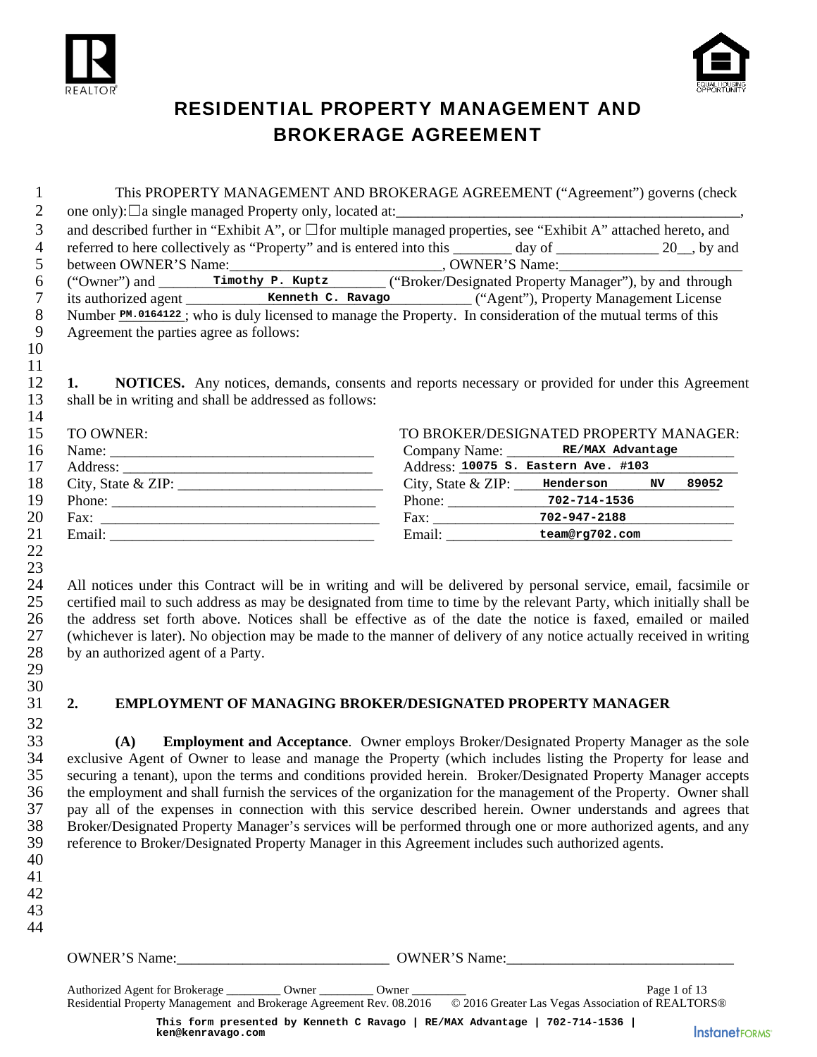# RESIDENTIAL PROPERTY MANAGEMENT AND BROKERAGE AGREEMENT

This PROPERTY MANAGEMENT AND BROKERAGE AGREEMENT ("Agreement") governs (check one only):☐a single managed Property only, located at:_______________________________________________, and described further in "Exhibit A", or ☐for multiple managed properties, see "Exhibit A" attached hereto, and referred to here collectively as "Property" and is entered into this ________ day of ______________ 20__, by and between OWNER'S Name:____________________________, OWNER'S Name:________________________ ("Owner") and Timothy P. Kuptz ("Broker/Designated Property Manager"), by and through its authorized agent Kenneth C. Ravago ("Agent"), Property Management License Number PM.0164122; who is duly licensed to manage the Property. In consideration of the mutual terms of this Agreement the parties agree as follows:

**1. NOTICES.** Any notices, demands, consents and reports necessary or provided for under this Agreement shall be in writing and shall be addressed as follows:

| TO OWNER: | TO BROKER/DESIGNATED PROPERTY MANAGER: |
|---|---|
| Name: ______________________ | Company Name: RE/MAX Advantage |
| Address: ______________________ | Address: 10075 S. Eastern Ave. #103 |
| City, State & ZIP: ______________________ | City, State & ZIP: Henderson NV 89052 |
| Phone: ______________________ | Phone: 702-714-1536 |
| Fax: ______________________ | Fax: 702-947-2188 |
| Email: ______________________ | Email: team@rg702.com |

All notices under this Contract will be in writing and will be delivered by personal service, email, facsimile or certified mail to such address as may be designated from time to time by the relevant Party, which initially shall be the address set forth above. Notices shall be effective as of the date the notice is faxed, emailed or mailed (whichever is later). No objection may be made to the manner of delivery of any notice actually received in writing by an authorized agent of a Party.

## 2. EMPLOYMENT OF MANAGING BROKER/DESIGNATED PROPERTY MANAGER

**(A) Employment and Acceptance**. Owner employs Broker/Designated Property Manager as the sole exclusive Agent of Owner to lease and manage the Property (which includes listing the Property for lease and securing a tenant), upon the terms and conditions provided herein. Broker/Designated Property Manager accepts the employment and shall furnish the services of the organization for the management of the Property. Owner shall pay all of the expenses in connection with this service described herein. Owner understands and agrees that Broker/Designated Property Manager's services will be performed through one or more authorized agents, and any reference to Broker/Designated Property Manager in this Agreement includes such authorized agents.

OWNER'S Name:____________________________ OWNER'S Name:______________________________

Authorized Agent for Brokerage _________ Owner _________ Owner _________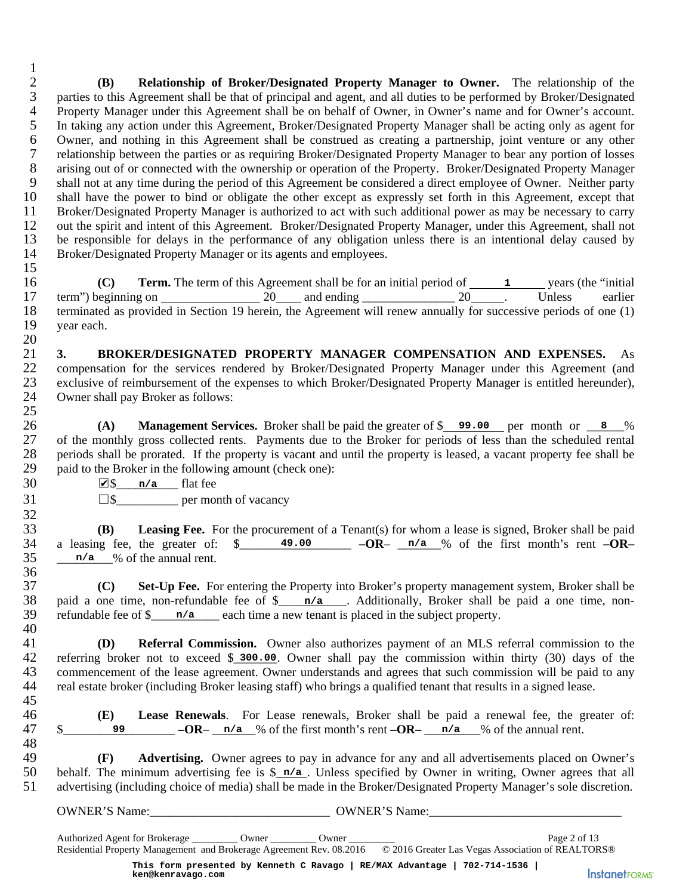**(B) Relationship of Broker/Designated Property Manager to Owner.** The relationship of the parties to this Agreement shall be that of principal and agent, and all duties to be performed by Broker/Designated Property Manager under this Agreement shall be on behalf of Owner, in Owner's name and for Owner's account. In taking any action under this Agreement, Broker/Designated Property Manager shall be acting only as agent for Owner, and nothing in this Agreement shall be construed as creating a partnership, joint venture or any other relationship between the parties or as requiring Broker/Designated Property Manager to bear any portion of losses arising out of or connected with the ownership or operation of the Property. Broker/Designated Property Manager shall not at any time during the period of this Agreement be considered a direct employee of Owner. Neither party shall have the power to bind or obligate the other except as expressly set forth in this Agreement, except that Broker/Designated Property Manager is authorized to act with such additional power as may be necessary to carry out the spirit and intent of this Agreement. Broker/Designated Property Manager, under this Agreement, shall not be responsible for delays in the performance of any obligation unless there is an intentional delay caused by Broker/Designated Property Manager or its agents and employees.

**(C) Term.** The term of this Agreement shall be for an initial period of 1 years (the "initial term") beginning on ________________ 20____ and ending _______________ 20_____. Unless earlier terminated as provided in Section 19 herein, the Agreement will renew annually for successive periods of one (1) year each.

**3. BROKER/DESIGNATED PROPERTY MANAGER COMPENSATION AND EXPENSES.** As compensation for the services rendered by Broker/Designated Property Manager under this Agreement (and exclusive of reimbursement of the expenses to which Broker/Designated Property Manager is entitled hereunder), Owner shall pay Broker as follows:

**(A) Management Services.** Broker shall be paid the greater of $ 99.00 per month or 8 % of the monthly gross collected rents. Payments due to the Broker for periods of less than the scheduled rental periods shall be prorated. If the property is vacant and until the property is leased, a vacant property fee shall be paid to the Broker in the following amount (check one):

☑ $ n/a flat fee

☐ $__________ per month of vacancy

**(B) Leasing Fee.** For the procurement of a Tenant(s) for whom a lease is signed, Broker shall be paid a leasing fee, the greater of: $ 49.00 **–OR–** n/a % of the first month's rent **–OR–** n/a % of the annual rent.

**(C) Set-Up Fee.** For entering the Property into Broker's property management system, Broker shall be paid a one time, non-refundable fee of $ n/a . Additionally, Broker shall be paid a one time, non-refundable fee of $ n/a each time a new tenant is placed in the subject property.

**(D) Referral Commission.** Owner also authorizes payment of an MLS referral commission to the referring broker not to exceed $ 300.00. Owner shall pay the commission within thirty (30) days of the commencement of the lease agreement. Owner understands and agrees that such commission will be paid to any real estate broker (including Broker leasing staff) who brings a qualified tenant that results in a signed lease.

**(E) Lease Renewals**. For Lease renewals, Broker shall be paid a renewal fee, the greater of: $ 99 **–OR–** n/a % of the first month's rent **–OR–** n/a % of the annual rent.

**(F) Advertising.** Owner agrees to pay in advance for any and all advertisements placed on Owner's behalf. The minimum advertising fee is $ n/a . Unless specified by Owner in writing, Owner agrees that all advertising (including choice of media) shall be made in the Broker/Designated Property Manager's sole discretion.

OWNER'S Name:_____________________________ OWNER'S Name:______________________________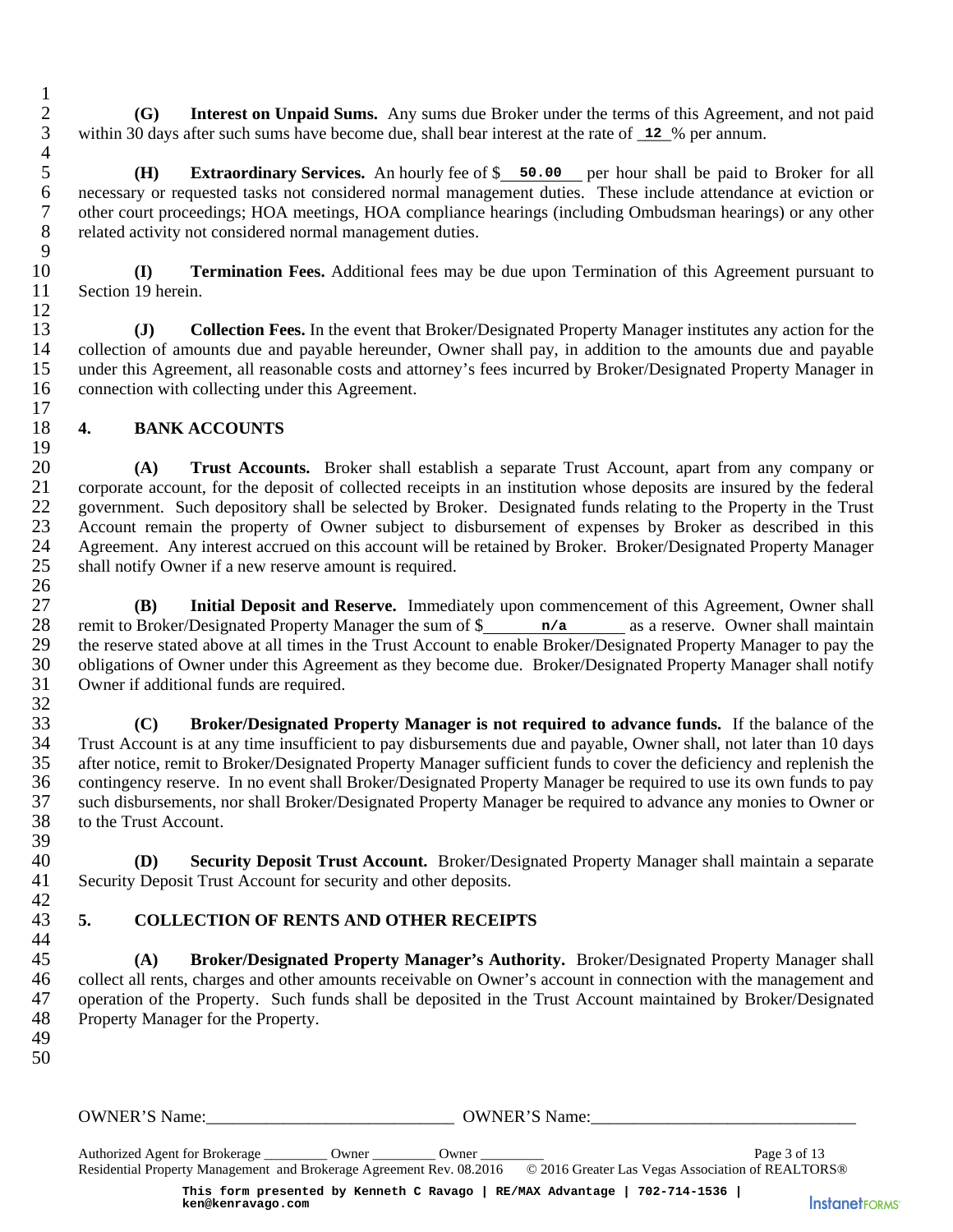**(G) Interest on Unpaid Sums.** Any sums due Broker under the terms of this Agreement, and not paid within 30 days after such sums have become due, shall bear interest at the rate of **12** % per annum.

**(H) Extraordinary Services.** An hourly fee of $ **50.00** per hour shall be paid to Broker for all necessary or requested tasks not considered normal management duties. These include attendance at eviction or other court proceedings; HOA meetings, HOA compliance hearings (including Ombudsman hearings) or any other related activity not considered normal management duties.

**(I) Termination Fees.** Additional fees may be due upon Termination of this Agreement pursuant to Section 19 herein.

**(J) Collection Fees.** In the event that Broker/Designated Property Manager institutes any action for the collection of amounts due and payable hereunder, Owner shall pay, in addition to the amounts due and payable under this Agreement, all reasonable costs and attorney's fees incurred by Broker/Designated Property Manager in connection with collecting under this Agreement.

## 4. BANK ACCOUNTS

**(A) Trust Accounts.** Broker shall establish a separate Trust Account, apart from any company or corporate account, for the deposit of collected receipts in an institution whose deposits are insured by the federal government. Such depository shall be selected by Broker. Designated funds relating to the Property in the Trust Account remain the property of Owner subject to disbursement of expenses by Broker as described in this Agreement. Any interest accrued on this account will be retained by Broker. Broker/Designated Property Manager shall notify Owner if a new reserve amount is required.

**(B) Initial Deposit and Reserve.** Immediately upon commencement of this Agreement, Owner shall remit to Broker/Designated Property Manager the sum of $ **n/a** as a reserve. Owner shall maintain the reserve stated above at all times in the Trust Account to enable Broker/Designated Property Manager to pay the obligations of Owner under this Agreement as they become due. Broker/Designated Property Manager shall notify Owner if additional funds are required.

**(C) Broker/Designated Property Manager is not required to advance funds.** If the balance of the Trust Account is at any time insufficient to pay disbursements due and payable, Owner shall, not later than 10 days after notice, remit to Broker/Designated Property Manager sufficient funds to cover the deficiency and replenish the contingency reserve. In no event shall Broker/Designated Property Manager be required to use its own funds to pay such disbursements, nor shall Broker/Designated Property Manager be required to advance any monies to Owner or to the Trust Account.

**(D) Security Deposit Trust Account.** Broker/Designated Property Manager shall maintain a separate Security Deposit Trust Account for security and other deposits.

## 5. COLLECTION OF RENTS AND OTHER RECEIPTS

**(A) Broker/Designated Property Manager's Authority.** Broker/Designated Property Manager shall collect all rents, charges and other amounts receivable on Owner's account in connection with the management and operation of the Property. Such funds shall be deposited in the Trust Account maintained by Broker/Designated Property Manager for the Property.

OWNER'S Name:_____________________________ OWNER'S Name:______________________________

Authorized Agent for Brokerage _________ Owner _________ Owner _________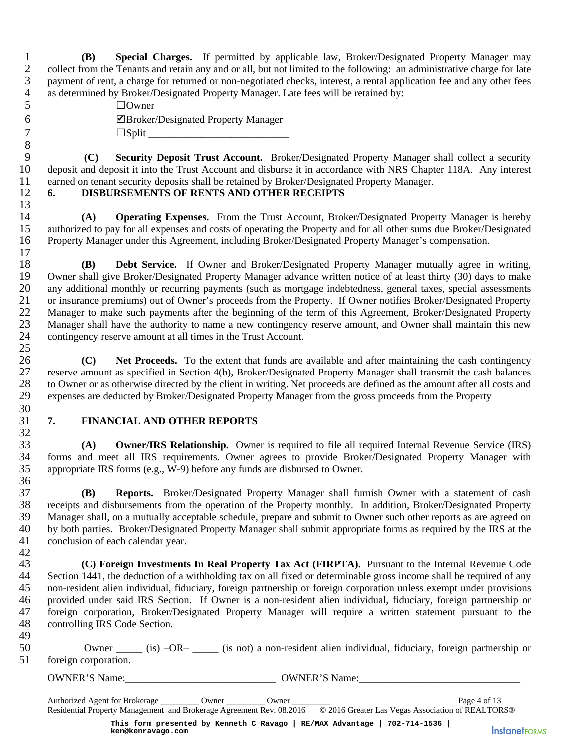**(B) Special Charges.** If permitted by applicable law, Broker/Designated Property Manager may collect from the Tenants and retain any and or all, but not limited to the following: an administrative charge for late payment of rent, a charge for returned or non-negotiated checks, interest, a rental application fee and any other fees as determined by Broker/Designated Property Manager. Late fees will be retained by:

☐Owner

☑Broker/Designated Property Manager

☐Split ___________________________

**(C) Security Deposit Trust Account.** Broker/Designated Property Manager shall collect a security deposit and deposit it into the Trust Account and disburse it in accordance with NRS Chapter 118A. Any interest earned on tenant security deposits shall be retained by Broker/Designated Property Manager.

## 6. DISBURSEMENTS OF RENTS AND OTHER RECEIPTS

**(A) Operating Expenses.** From the Trust Account, Broker/Designated Property Manager is hereby authorized to pay for all expenses and costs of operating the Property and for all other sums due Broker/Designated Property Manager under this Agreement, including Broker/Designated Property Manager's compensation.

**(B) Debt Service.** If Owner and Broker/Designated Property Manager mutually agree in writing, Owner shall give Broker/Designated Property Manager advance written notice of at least thirty (30) days to make any additional monthly or recurring payments (such as mortgage indebtedness, general taxes, special assessments or insurance premiums) out of Owner's proceeds from the Property. If Owner notifies Broker/Designated Property Manager to make such payments after the beginning of the term of this Agreement, Broker/Designated Property Manager shall have the authority to name a new contingency reserve amount, and Owner shall maintain this new contingency reserve amount at all times in the Trust Account.

**(C) Net Proceeds.** To the extent that funds are available and after maintaining the cash contingency reserve amount as specified in Section 4(b), Broker/Designated Property Manager shall transmit the cash balances to Owner or as otherwise directed by the client in writing. Net proceeds are defined as the amount after all costs and expenses are deducted by Broker/Designated Property Manager from the gross proceeds from the Property

## 7. FINANCIAL AND OTHER REPORTS

**(A) Owner/IRS Relationship.** Owner is required to file all required Internal Revenue Service (IRS) forms and meet all IRS requirements. Owner agrees to provide Broker/Designated Property Manager with appropriate IRS forms (e.g., W-9) before any funds are disbursed to Owner.

**(B) Reports.** Broker/Designated Property Manager shall furnish Owner with a statement of cash receipts and disbursements from the operation of the Property monthly. In addition, Broker/Designated Property Manager shall, on a mutually acceptable schedule, prepare and submit to Owner such other reports as are agreed on by both parties. Broker/Designated Property Manager shall submit appropriate forms as required by the IRS at the conclusion of each calendar year.

**(C) Foreign Investments In Real Property Tax Act (FIRPTA).** Pursuant to the Internal Revenue Code Section 1441, the deduction of a withholding tax on all fixed or determinable gross income shall be required of any non-resident alien individual, fiduciary, foreign partnership or foreign corporation unless exempt under provisions provided under said IRS Section. If Owner is a non-resident alien individual, fiduciary, foreign partnership or foreign corporation, Broker/Designated Property Manager will require a written statement pursuant to the controlling IRS Code Section.

Owner _____ (is) –OR– _____ (is not) a non-resident alien individual, fiduciary, foreign partnership or foreign corporation.

OWNER'S Name:_____________________________ OWNER'S Name:______________________________

Authorized Agent for Brokerage _________ Owner _________ Owner _________

Residential Property Management and Brokerage Agreement Rev. 08.2016 © 2016 Greater Las Vegas Association of REALTORS®

This form presented by Kenneth C Ravago | RE/MAX Advantage | 702-714-1536 | ken@kenravago.com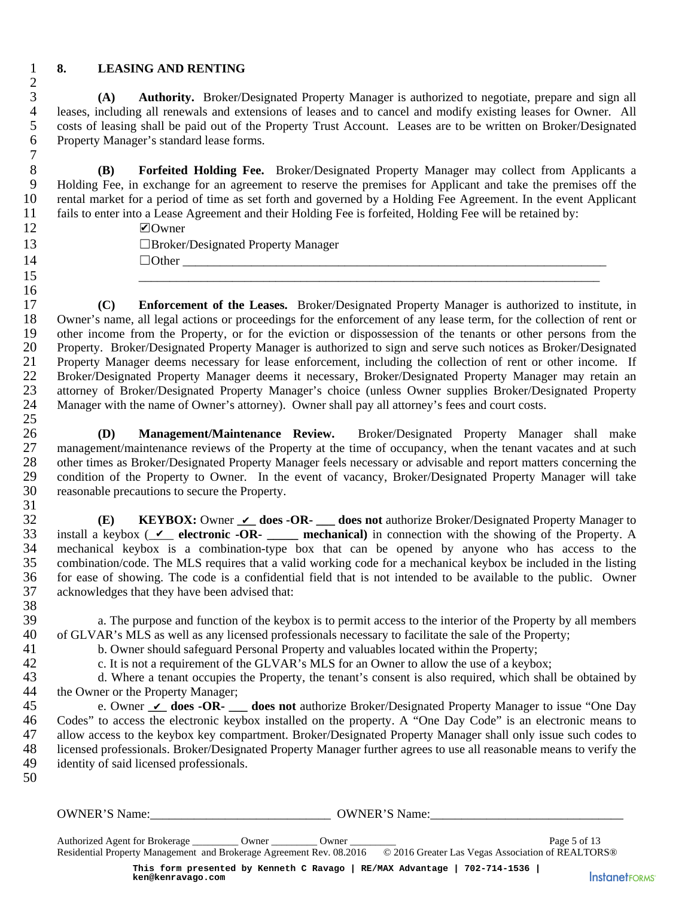## 8. LEASING AND RENTING

**(A) Authority.** Broker/Designated Property Manager is authorized to negotiate, prepare and sign all leases, including all renewals and extensions of leases and to cancel and modify existing leases for Owner. All costs of leasing shall be paid out of the Property Trust Account. Leases are to be written on Broker/Designated Property Manager's standard lease forms.

**(B) Forfeited Holding Fee.** Broker/Designated Property Manager may collect from Applicants a Holding Fee, in exchange for an agreement to reserve the premises for Applicant and take the premises off the rental market for a period of time as set forth and governed by a Holding Fee Agreement. In the event Applicant fails to enter into a Lease Agreement and their Holding Fee is forfeited, Holding Fee will be retained by:

☑Owner
☐Broker/Designated Property Manager
☐Other ______________________________________________________________________
______________________________________________________________________

**(C) Enforcement of the Leases.** Broker/Designated Property Manager is authorized to institute, in Owner's name, all legal actions or proceedings for the enforcement of any lease term, for the collection of rent or other income from the Property, or for the eviction or dispossession of the tenants or other persons from the Property. Broker/Designated Property Manager is authorized to sign and serve such notices as Broker/Designated Property Manager deems necessary for lease enforcement, including the collection of rent or other income. If Broker/Designated Property Manager deems it necessary, Broker/Designated Property Manager may retain an attorney of Broker/Designated Property Manager's choice (unless Owner supplies Broker/Designated Property Manager with the name of Owner's attorney). Owner shall pay all attorney's fees and court costs.

**(D) Management/Maintenance Review.** Broker/Designated Property Manager shall make management/maintenance reviews of the Property at the time of occupancy, when the tenant vacates and at such other times as Broker/Designated Property Manager feels necessary or advisable and report matters concerning the condition of the Property to Owner. In the event of vacancy, Broker/Designated Property Manager will take reasonable precautions to secure the Property.

**(E) KEYBOX:** Owner _✔_ **does -OR-** ___ **does not** authorize Broker/Designated Property Manager to install a keybox (_✔__ **electronic -OR-** _____ **mechanical)** in connection with the showing of the Property. A mechanical keybox is a combination-type box that can be opened by anyone who has access to the combination/code. The MLS requires that a valid working code for a mechanical keybox be included in the listing for ease of showing. The code is a confidential field that is not intended to be available to the public. Owner acknowledges that they have been advised that:

a. The purpose and function of the keybox is to permit access to the interior of the Property by all members of GLVAR's MLS as well as any licensed professionals necessary to facilitate the sale of the Property;

b. Owner should safeguard Personal Property and valuables located within the Property;

c. It is not a requirement of the GLVAR's MLS for an Owner to allow the use of a keybox;

d. Where a tenant occupies the Property, the tenant's consent is also required, which shall be obtained by the Owner or the Property Manager;

e. Owner _✔_ **does -OR-** ___ **does not** authorize Broker/Designated Property Manager to issue "One Day Codes" to access the electronic keybox installed on the property. A "One Day Code" is an electronic means to allow access to the keybox key compartment. Broker/Designated Property Manager shall only issue such codes to licensed professionals. Broker/Designated Property Manager further agrees to use all reasonable means to verify the identity of said licensed professionals.

OWNER'S Name:_____________________________ OWNER'S Name:______________________________

Authorized Agent for Brokerage _________ Owner _________ Owner _________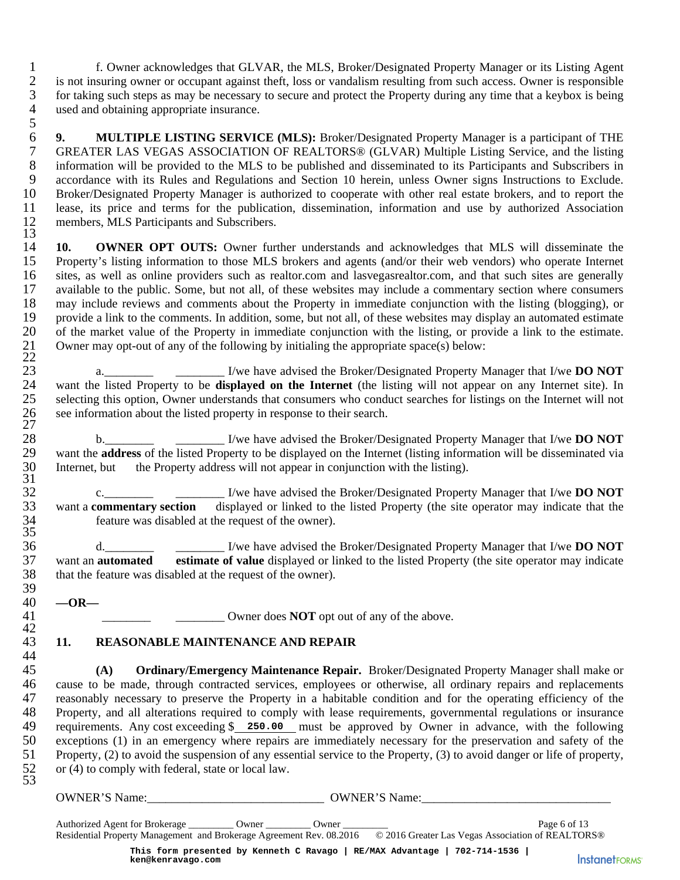f. Owner acknowledges that GLVAR, the MLS, Broker/Designated Property Manager or its Listing Agent is not insuring owner or occupant against theft, loss or vandalism resulting from such access. Owner is responsible for taking such steps as may be necessary to secure and protect the Property during any time that a keybox is being used and obtaining appropriate insurance.

**9. MULTIPLE LISTING SERVICE (MLS):** Broker/Designated Property Manager is a participant of THE GREATER LAS VEGAS ASSOCIATION OF REALTORS® (GLVAR) Multiple Listing Service, and the listing information will be provided to the MLS to be published and disseminated to its Participants and Subscribers in accordance with its Rules and Regulations and Section 10 herein, unless Owner signs Instructions to Exclude. Broker/Designated Property Manager is authorized to cooperate with other real estate brokers, and to report the lease, its price and terms for the publication, dissemination, information and use by authorized Association members, MLS Participants and Subscribers.

**10. OWNER OPT OUTS:** Owner further understands and acknowledges that MLS will disseminate the Property's listing information to those MLS brokers and agents (and/or their web vendors) who operate Internet sites, as well as online providers such as realtor.com and lasvegasrealtor.com, and that such sites are generally available to the public. Some, but not all, of these websites may include a commentary section where consumers may include reviews and comments about the Property in immediate conjunction with the listing (blogging), or provide a link to the comments. In addition, some, but not all, of these websites may display an automated estimate of the market value of the Property in immediate conjunction with the listing, or provide a link to the estimate. Owner may opt-out of any of the following by initialing the appropriate space(s) below:

a.________ ________ I/we have advised the Broker/Designated Property Manager that I/we **DO NOT** want the listed Property to be **displayed on the Internet** (the listing will not appear on any Internet site). In selecting this option, Owner understands that consumers who conduct searches for listings on the Internet will not see information about the listed property in response to their search.

b.________ ________ I/we have advised the Broker/Designated Property Manager that I/we **DO NOT** want the **address** of the listed Property to be displayed on the Internet (listing information will be disseminated via Internet, but the Property address will not appear in conjunction with the listing).

c.________ ________ I/we have advised the Broker/Designated Property Manager that I/we **DO NOT** want a **commentary section** displayed or linked to the listed Property (the site operator may indicate that the feature was disabled at the request of the owner).

d.________ ________ I/we have advised the Broker/Designated Property Manager that I/we **DO NOT** want an **automated estimate of value** displayed or linked to the listed Property (the site operator may indicate that the feature was disabled at the request of the owner).

**—OR—**

________ ________ Owner does **NOT** opt out of any of the above.

**11. REASONABLE MAINTENANCE AND REPAIR**

**(A) Ordinary/Emergency Maintenance Repair.** Broker/Designated Property Manager shall make or cause to be made, through contracted services, employees or otherwise, all ordinary repairs and replacements reasonably necessary to preserve the Property in a habitable condition and for the operating efficiency of the Property, and all alterations required to comply with lease requirements, governmental regulations or insurance requirements. Any cost exceeding $\_\_250.00\_\_ must be approved by Owner in advance, with the following exceptions (1) in an emergency where repairs are immediately necessary for the preservation and safety of the Property, (2) to avoid the suspension of any essential service to the Property, (3) to avoid danger or life of property, or (4) to comply with federal, state or local law.

OWNER'S Name:_____________________________ OWNER'S Name:______________________________

Authorized Agent for Brokerage ________ Owner ________ Owner ________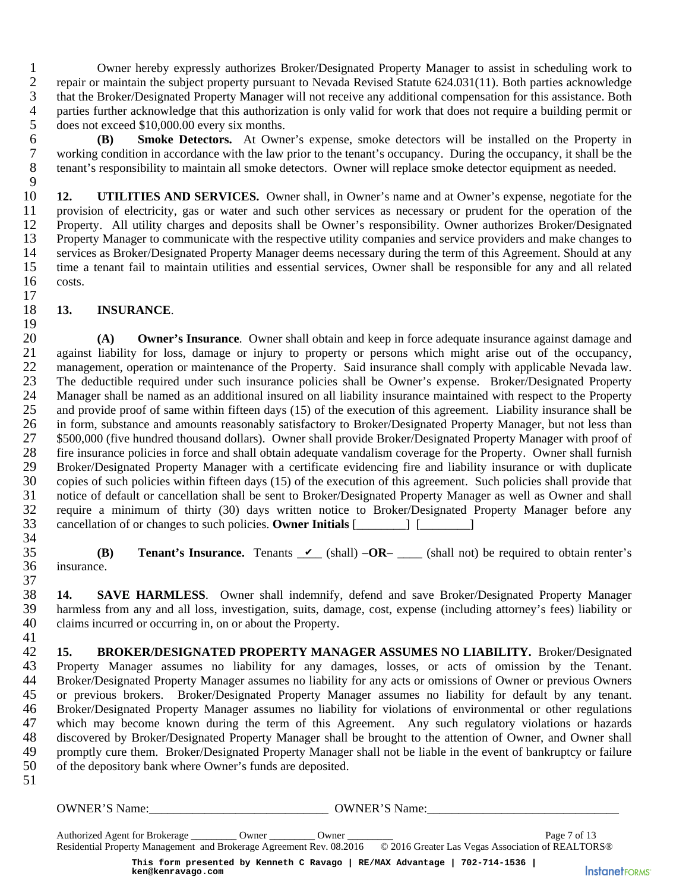Owner hereby expressly authorizes Broker/Designated Property Manager to assist in scheduling work to repair or maintain the subject property pursuant to Nevada Revised Statute 624.031(11). Both parties acknowledge that the Broker/Designated Property Manager will not receive any additional compensation for this assistance. Both parties further acknowledge that this authorization is only valid for work that does not require a building permit or does not exceed $10,000.00 every six months.

**(B) Smoke Detectors.** At Owner's expense, smoke detectors will be installed on the Property in working condition in accordance with the law prior to the tenant's occupancy. During the occupancy, it shall be the tenant's responsibility to maintain all smoke detectors. Owner will replace smoke detector equipment as needed.

**12. UTILITIES AND SERVICES.** Owner shall, in Owner's name and at Owner's expense, negotiate for the provision of electricity, gas or water and such other services as necessary or prudent for the operation of the Property. All utility charges and deposits shall be Owner's responsibility. Owner authorizes Broker/Designated Property Manager to communicate with the respective utility companies and service providers and make changes to services as Broker/Designated Property Manager deems necessary during the term of this Agreement. Should at any time a tenant fail to maintain utilities and essential services, Owner shall be responsible for any and all related costs.

**13. INSURANCE**.

**(A) Owner's Insurance**. Owner shall obtain and keep in force adequate insurance against damage and against liability for loss, damage or injury to property or persons which might arise out of the occupancy, management, operation or maintenance of the Property. Said insurance shall comply with applicable Nevada law. The deductible required under such insurance policies shall be Owner's expense. Broker/Designated Property Manager shall be named as an additional insured on all liability insurance maintained with respect to the Property and provide proof of same within fifteen days (15) of the execution of this agreement. Liability insurance shall be in form, substance and amounts reasonably satisfactory to Broker/Designated Property Manager, but not less than $500,000 (five hundred thousand dollars). Owner shall provide Broker/Designated Property Manager with proof of fire insurance policies in force and shall obtain adequate vandalism coverage for the Property. Owner shall furnish Broker/Designated Property Manager with a certificate evidencing fire and liability insurance or with duplicate copies of such policies within fifteen days (15) of the execution of this agreement. Such policies shall provide that notice of default or cancellation shall be sent to Broker/Designated Property Manager as well as Owner and shall require a minimum of thirty (30) days written notice to Broker/Designated Property Manager before any cancellation of or changes to such policies. **Owner Initials** [________] [________]

**(B) Tenant's Insurance.** Tenants \_✔\_ (shall) **–OR–** ____ (shall not) be required to obtain renter's insurance.

**14. SAVE HARMLESS**. Owner shall indemnify, defend and save Broker/Designated Property Manager harmless from any and all loss, investigation, suits, damage, cost, expense (including attorney's fees) liability or claims incurred or occurring in, on or about the Property.

**15. BROKER/DESIGNATED PROPERTY MANAGER ASSUMES NO LIABILITY.** Broker/Designated Property Manager assumes no liability for any damages, losses, or acts of omission by the Tenant. Broker/Designated Property Manager assumes no liability for any acts or omissions of Owner or previous Owners or previous brokers. Broker/Designated Property Manager assumes no liability for default by any tenant. Broker/Designated Property Manager assumes no liability for violations of environmental or other regulations which may become known during the term of this Agreement. Any such regulatory violations or hazards discovered by Broker/Designated Property Manager shall be brought to the attention of Owner, and Owner shall promptly cure them. Broker/Designated Property Manager shall not be liable in the event of bankruptcy or failure of the depository bank where Owner's funds are deposited.

OWNER'S Name:____________________________ OWNER'S Name:______________________________

Authorized Agent for Brokerage ________ Owner ________ Owner ________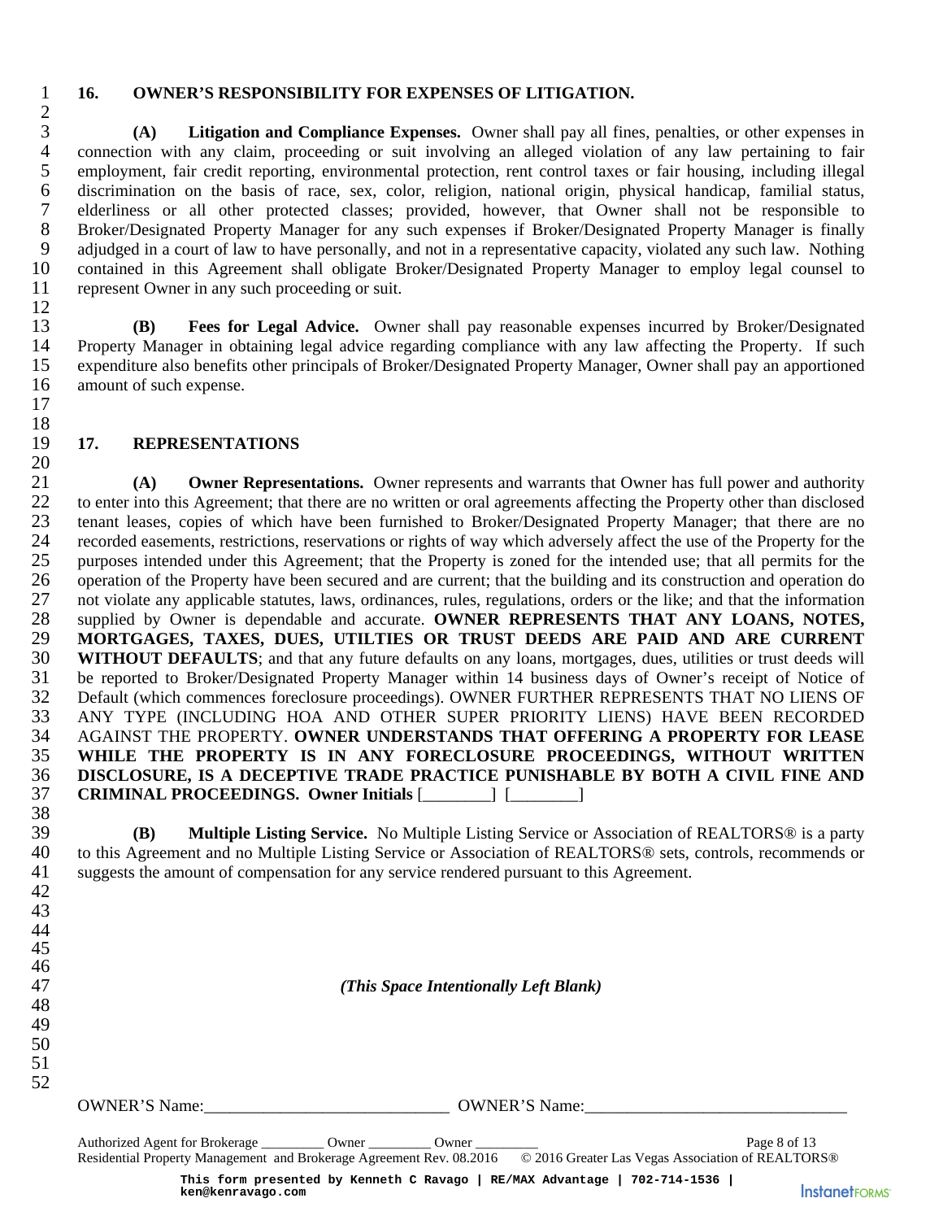## 16. OWNER'S RESPONSIBILITY FOR EXPENSES OF LITIGATION.

**(A) Litigation and Compliance Expenses.** Owner shall pay all fines, penalties, or other expenses in connection with any claim, proceeding or suit involving an alleged violation of any law pertaining to fair employment, fair credit reporting, environmental protection, rent control taxes or fair housing, including illegal discrimination on the basis of race, sex, color, religion, national origin, physical handicap, familial status, elderliness or all other protected classes; provided, however, that Owner shall not be responsible to Broker/Designated Property Manager for any such expenses if Broker/Designated Property Manager is finally adjudged in a court of law to have personally, and not in a representative capacity, violated any such law. Nothing contained in this Agreement shall obligate Broker/Designated Property Manager to employ legal counsel to represent Owner in any such proceeding or suit.

**(B) Fees for Legal Advice.** Owner shall pay reasonable expenses incurred by Broker/Designated Property Manager in obtaining legal advice regarding compliance with any law affecting the Property. If such expenditure also benefits other principals of Broker/Designated Property Manager, Owner shall pay an apportioned amount of such expense.

## 17. REPRESENTATIONS

**(A) Owner Representations.** Owner represents and warrants that Owner has full power and authority to enter into this Agreement; that there are no written or oral agreements affecting the Property other than disclosed tenant leases, copies of which have been furnished to Broker/Designated Property Manager; that there are no recorded easements, restrictions, reservations or rights of way which adversely affect the use of the Property for the purposes intended under this Agreement; that the Property is zoned for the intended use; that all permits for the operation of the Property have been secured and are current; that the building and its construction and operation do not violate any applicable statutes, laws, ordinances, rules, regulations, orders or the like; and that the information supplied by Owner is dependable and accurate. **OWNER REPRESENTS THAT ANY LOANS, NOTES, MORTGAGES, TAXES, DUES, UTILTIES OR TRUST DEEDS ARE PAID AND ARE CURRENT WITHOUT DEFAULTS**; and that any future defaults on any loans, mortgages, dues, utilities or trust deeds will be reported to Broker/Designated Property Manager within 14 business days of Owner's receipt of Notice of Default (which commences foreclosure proceedings). OWNER FURTHER REPRESENTS THAT NO LIENS OF ANY TYPE (INCLUDING HOA AND OTHER SUPER PRIORITY LIENS) HAVE BEEN RECORDED AGAINST THE PROPERTY. **OWNER UNDERSTANDS THAT OFFERING A PROPERTY FOR LEASE WHILE THE PROPERTY IS IN ANY FORECLOSURE PROCEEDINGS, WITHOUT WRITTEN DISCLOSURE, IS A DECEPTIVE TRADE PRACTICE PUNISHABLE BY BOTH A CIVIL FINE AND CRIMINAL PROCEEDINGS. Owner Initials** [________] [________]

**(B) Multiple Listing Service.** No Multiple Listing Service or Association of REALTORS® is a party to this Agreement and no Multiple Listing Service or Association of REALTORS® sets, controls, recommends or suggests the amount of compensation for any service rendered pursuant to this Agreement.

*(This Space Intentionally Left Blank)*

OWNER'S Name:____________________________ OWNER'S Name:_____________________________

Authorized Agent for Brokerage ________ Owner ________ Owner ________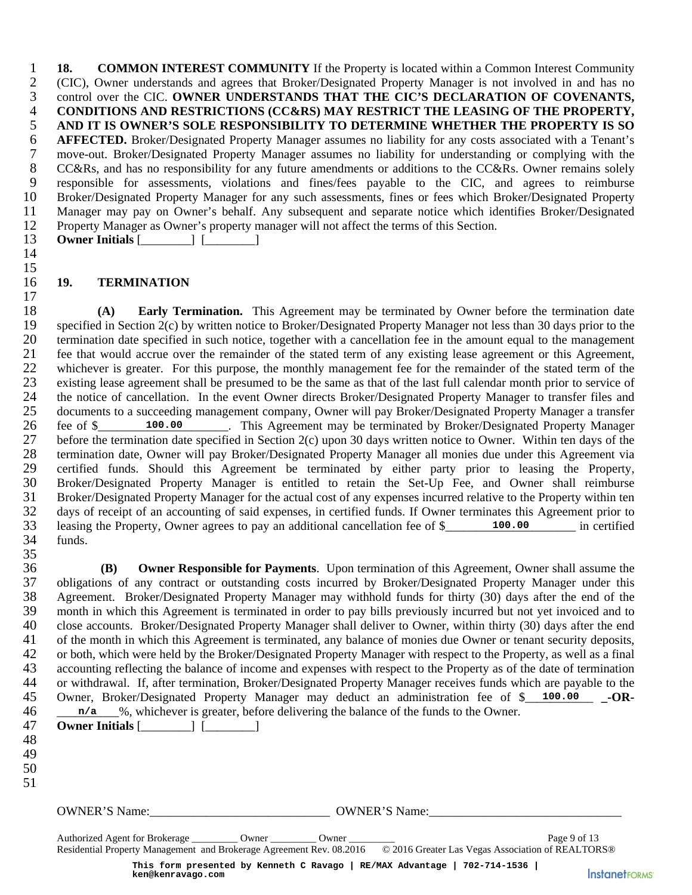**18. COMMON INTEREST COMMUNITY** If the Property is located within a Common Interest Community (CIC), Owner understands and agrees that Broker/Designated Property Manager is not involved in and has no control over the CIC. **OWNER UNDERSTANDS THAT THE CIC'S DECLARATION OF COVENANTS, CONDITIONS AND RESTRICTIONS (CC&RS) MAY RESTRICT THE LEASING OF THE PROPERTY, AND IT IS OWNER'S SOLE RESPONSIBILITY TO DETERMINE WHETHER THE PROPERTY IS SO AFFECTED.** Broker/Designated Property Manager assumes no liability for any costs associated with a Tenant's move-out. Broker/Designated Property Manager assumes no liability for understanding or complying with the CC&Rs, and has no responsibility for any future amendments or additions to the CC&Rs. Owner remains solely responsible for assessments, violations and fines/fees payable to the CIC, and agrees to reimburse Broker/Designated Property Manager for any such assessments, fines or fees which Broker/Designated Property Manager may pay on Owner's behalf. Any subsequent and separate notice which identifies Broker/Designated Property Manager as Owner's property manager will not affect the terms of this Section.

**Owner Initials** [________] [________]

**19. TERMINATION**

**(A) Early Termination.** This Agreement may be terminated by Owner before the termination date specified in Section 2(c) by written notice to Broker/Designated Property Manager not less than 30 days prior to the termination date specified in such notice, together with a cancellation fee in the amount equal to the management fee that would accrue over the remainder of the stated term of any existing lease agreement or this Agreement, whichever is greater. For this purpose, the monthly management fee for the remainder of the stated term of the existing lease agreement shall be presumed to be the same as that of the last full calendar month prior to service of the notice of cancellation. In the event Owner directs Broker/Designated Property Manager to transfer files and documents to a succeeding management company, Owner will pay Broker/Designated Property Manager a transfer fee of $ 100.00 . This Agreement may be terminated by Broker/Designated Property Manager before the termination date specified in Section 2(c) upon 30 days written notice to Owner. Within ten days of the termination date, Owner will pay Broker/Designated Property Manager all monies due under this Agreement via certified funds. Should this Agreement be terminated by either party prior to leasing the Property, Broker/Designated Property Manager is entitled to retain the Set-Up Fee, and Owner shall reimburse Broker/Designated Property Manager for the actual cost of any expenses incurred relative to the Property within ten days of receipt of an accounting of said expenses, in certified funds. If Owner terminates this Agreement prior to leasing the Property, Owner agrees to pay an additional cancellation fee of $ 100.00 in certified funds.

**(B) Owner Responsible for Payments**. Upon termination of this Agreement, Owner shall assume the obligations of any contract or outstanding costs incurred by Broker/Designated Property Manager under this Agreement. Broker/Designated Property Manager may withhold funds for thirty (30) days after the end of the month in which this Agreement is terminated in order to pay bills previously incurred but not yet invoiced and to close accounts. Broker/Designated Property Manager shall deliver to Owner, within thirty (30) days after the end of the month in which this Agreement is terminated, any balance of monies due Owner or tenant security deposits, or both, which were held by the Broker/Designated Property Manager with respect to the Property, as well as a final accounting reflecting the balance of income and expenses with respect to the Property as of the date of termination or withdrawal. If, after termination, Broker/Designated Property Manager receives funds which are payable to the Owner, Broker/Designated Property Manager may deduct an administration fee of $ 100.00 **-OR-** n/a %, whichever is greater, before delivering the balance of the funds to the Owner.

**Owner Initials** [________] [________]

OWNER'S Name:_____________________________ OWNER'S Name:______________________________

Authorized Agent for Brokerage _________ Owner _________ Owner _________

Residential Property Management and Brokerage Agreement Rev. 08.2016 © 2016 Greater Las Vegas Association of REALTORS®

This form presented by Kenneth C Ravago | RE/MAX Advantage | 702-714-1536 | ken@kenravago.com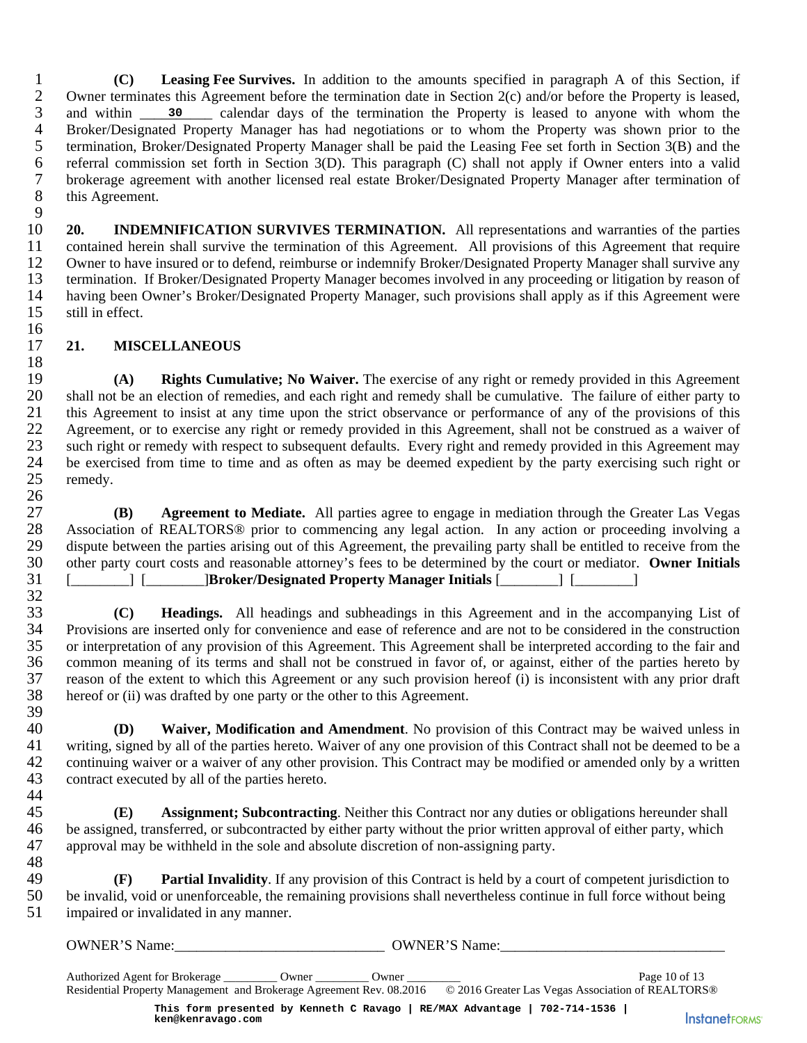**(C) Leasing Fee Survives.** In addition to the amounts specified in paragraph A of this Section, if Owner terminates this Agreement before the termination date in Section 2(c) and/or before the Property is leased, and within \_\_\_\_**30**\_\_\_\_ calendar days of the termination the Property is leased to anyone with whom the Broker/Designated Property Manager has had negotiations or to whom the Property was shown prior to the termination, Broker/Designated Property Manager shall be paid the Leasing Fee set forth in Section 3(B) and the referral commission set forth in Section 3(D). This paragraph (C) shall not apply if Owner enters into a valid brokerage agreement with another licensed real estate Broker/Designated Property Manager after termination of this Agreement.

**20. INDEMNIFICATION SURVIVES TERMINATION.** All representations and warranties of the parties contained herein shall survive the termination of this Agreement. All provisions of this Agreement that require Owner to have insured or to defend, reimburse or indemnify Broker/Designated Property Manager shall survive any termination. If Broker/Designated Property Manager becomes involved in any proceeding or litigation by reason of having been Owner's Broker/Designated Property Manager, such provisions shall apply as if this Agreement were still in effect.

**21. MISCELLANEOUS**

**(A) Rights Cumulative; No Waiver.** The exercise of any right or remedy provided in this Agreement shall not be an election of remedies, and each right and remedy shall be cumulative. The failure of either party to this Agreement to insist at any time upon the strict observance or performance of any of the provisions of this Agreement, or to exercise any right or remedy provided in this Agreement, shall not be construed as a waiver of such right or remedy with respect to subsequent defaults. Every right and remedy provided in this Agreement may be exercised from time to time and as often as may be deemed expedient by the party exercising such right or remedy.

**(B) Agreement to Mediate.** All parties agree to engage in mediation through the Greater Las Vegas Association of REALTORS® prior to commencing any legal action. In any action or proceeding involving a dispute between the parties arising out of this Agreement, the prevailing party shall be entitled to receive from the other party court costs and reasonable attorney's fees to be determined by the court or mediator. **Owner Initials** [\_\_\_\_\_\_\_\_] [\_\_\_\_\_\_\_\_]**Broker/Designated Property Manager Initials** [\_\_\_\_\_\_\_\_] [\_\_\_\_\_\_\_\_]

**(C) Headings.** All headings and subheadings in this Agreement and in the accompanying List of Provisions are inserted only for convenience and ease of reference and are not to be considered in the construction or interpretation of any provision of this Agreement. This Agreement shall be interpreted according to the fair and common meaning of its terms and shall not be construed in favor of, or against, either of the parties hereto by reason of the extent to which this Agreement or any such provision hereof (i) is inconsistent with any prior draft hereof or (ii) was drafted by one party or the other to this Agreement.

**(D) Waiver, Modification and Amendment**. No provision of this Contract may be waived unless in writing, signed by all of the parties hereto. Waiver of any one provision of this Contract shall not be deemed to be a continuing waiver or a waiver of any other provision. This Contract may be modified or amended only by a written contract executed by all of the parties hereto.

**(E) Assignment; Subcontracting**. Neither this Contract nor any duties or obligations hereunder shall be assigned, transferred, or subcontracted by either party without the prior written approval of either party, which approval may be withheld in the sole and absolute discretion of non-assigning party.

**(F) Partial Invalidity**. If any provision of this Contract is held by a court of competent jurisdiction to be invalid, void or unenforceable, the remaining provisions shall nevertheless continue in full force without being impaired or invalidated in any manner.

OWNER'S Name:\_\_\_\_\_\_\_\_\_\_\_\_\_\_\_\_\_\_\_\_\_\_\_\_\_\_\_\_\_\_ OWNER'S Name:\_\_\_\_\_\_\_\_\_\_\_\_\_\_\_\_\_\_\_\_\_\_\_\_\_\_\_\_\_\_

Authorized Agent for Brokerage \_\_\_\_\_\_\_\_\_ Owner \_\_\_\_\_\_\_\_\_ Owner \_\_\_\_\_\_\_\_\_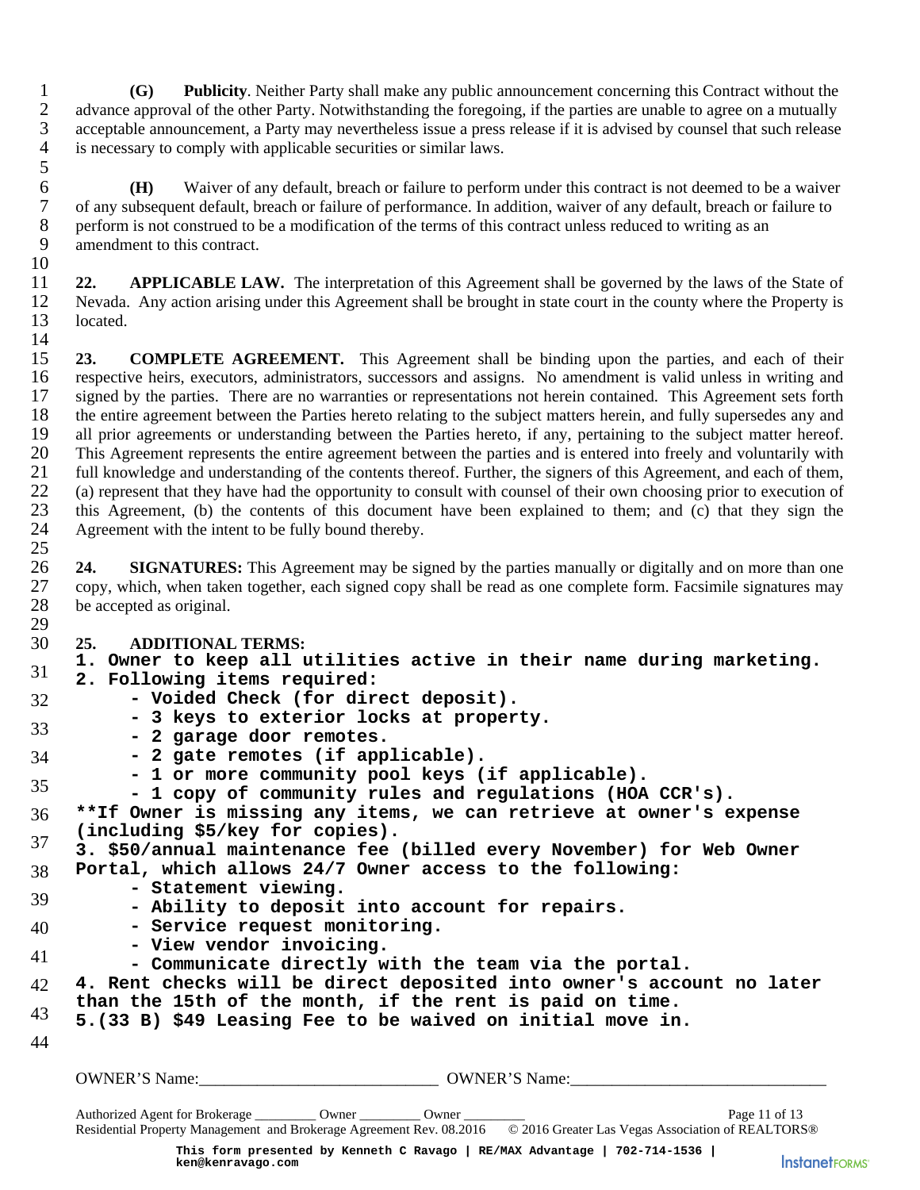**(G)** **Publicity**. Neither Party shall make any public announcement concerning this Contract without the advance approval of the other Party. Notwithstanding the foregoing, if the parties are unable to agree on a mutually acceptable announcement, a Party may nevertheless issue a press release if it is advised by counsel that such release is necessary to comply with applicable securities or similar laws.

**(H)** Waiver of any default, breach or failure to perform under this contract is not deemed to be a waiver of any subsequent default, breach or failure of performance. In addition, waiver of any default, breach or failure to perform is not construed to be a modification of the terms of this contract unless reduced to writing as an amendment to this contract.

**22. APPLICABLE LAW.** The interpretation of this Agreement shall be governed by the laws of the State of Nevada. Any action arising under this Agreement shall be brought in state court in the county where the Property is located.

**23. COMPLETE AGREEMENT.** This Agreement shall be binding upon the parties, and each of their respective heirs, executors, administrators, successors and assigns. No amendment is valid unless in writing and signed by the parties. There are no warranties or representations not herein contained. This Agreement sets forth the entire agreement between the Parties hereto relating to the subject matters herein, and fully supersedes any and all prior agreements or understanding between the Parties hereto, if any, pertaining to the subject matter hereof. This Agreement represents the entire agreement between the parties and is entered into freely and voluntarily with full knowledge and understanding of the contents thereof. Further, the signers of this Agreement, and each of them, (a) represent that they have had the opportunity to consult with counsel of their own choosing prior to execution of this Agreement, (b) the contents of this document have been explained to them; and (c) that they sign the Agreement with the intent to be fully bound thereby.

**24. SIGNATURES:** This Agreement may be signed by the parties manually or digitally and on more than one copy, which, when taken together, each signed copy shall be read as one complete form. Facsimile signatures may be accepted as original.

**25. ADDITIONAL TERMS:**

**1. Owner to keep all utilities active in their name during marketing.**
**2. Following items required:**
- **Voided Check (for direct deposit).**
- **3 keys to exterior locks at property.**
- **2 garage door remotes.**
- **2 gate remotes (if applicable).**
- **1 or more community pool keys (if applicable).**
- **1 copy of community rules and regulations (HOA CCR's).**

**\*\*If Owner is missing any items, we can retrieve at owner's expense (including $5/key for copies).**
**3. $50/annual maintenance fee (billed every November) for Web Owner Portal, which allows 24/7 Owner access to the following:**
- **Statement viewing.**
- **Ability to deposit into account for repairs.**
- **Service request monitoring.**
- **View vendor invoicing.**
- **Communicate directly with the team via the portal.**

**4. Rent checks will be direct deposited into owner's account no later than the 15th of the month, if the rent is paid on time.**
**5.(33 B) $49 Leasing Fee to be waived on initial move in.**

OWNER'S Name:\_\_\_\_\_\_\_\_\_\_\_\_\_\_\_\_\_\_\_\_\_\_\_\_\_\_\_\_ OWNER'S Name:\_\_\_\_\_\_\_\_\_\_\_\_\_\_\_\_\_\_\_\_\_\_\_\_\_\_\_\_\_\_

Authorized Agent for Brokerage \_\_\_\_\_\_\_\_\_ Owner \_\_\_\_\_\_\_\_\_ Owner \_\_\_\_\_\_\_\_\_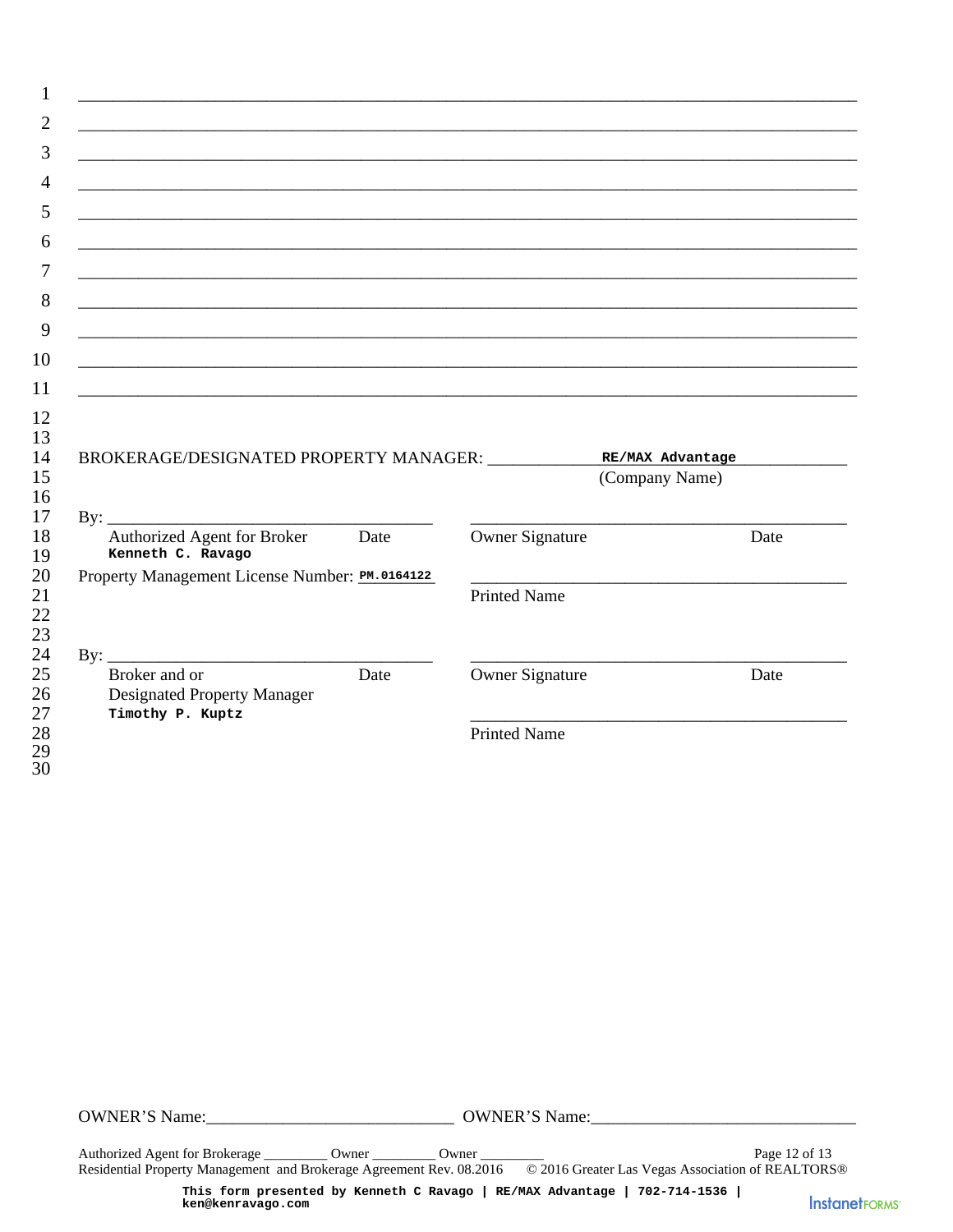1 ______________________________________________________________________________

2 ______________________________________________________________________________

3 ______________________________________________________________________________

4 ______________________________________________________________________________

5 ______________________________________________________________________________

6 ______________________________________________________________________________

7 ______________________________________________________________________________

8 ______________________________________________________________________________

9 ______________________________________________________________________________

10 ______________________________________________________________________________

11 ______________________________________________________________________________

BROKERAGE/DESIGNATED PROPERTY MANAGER: ____________ **RE/MAX Advantage** ____________
(Company Name)

By: ________________________________ ________________________________________
Authorized Agent for Broker Date — Owner Signature Date
**Kenneth C. Ravago**

Property Management License Number: **PM.0164122** ________________________________________
Printed Name

By: ________________________________ ________________________________________
Broker and or Date — Owner Signature Date
Designated Property Manager
**Timothy P. Kuptz**
________________________________________
Printed Name

OWNER'S Name:____________________________ OWNER'S Name:____________________________

Authorized Agent for Brokerage _________ Owner _________ Owner _________

Residential Property Management and Brokerage Agreement Rev. 08.2016 © 2016 Greater Las Vegas Association of REALTORS®

This form presented by Kenneth C Ravago | RE/MAX Advantage | 702-714-1536 | ken@kenravago.com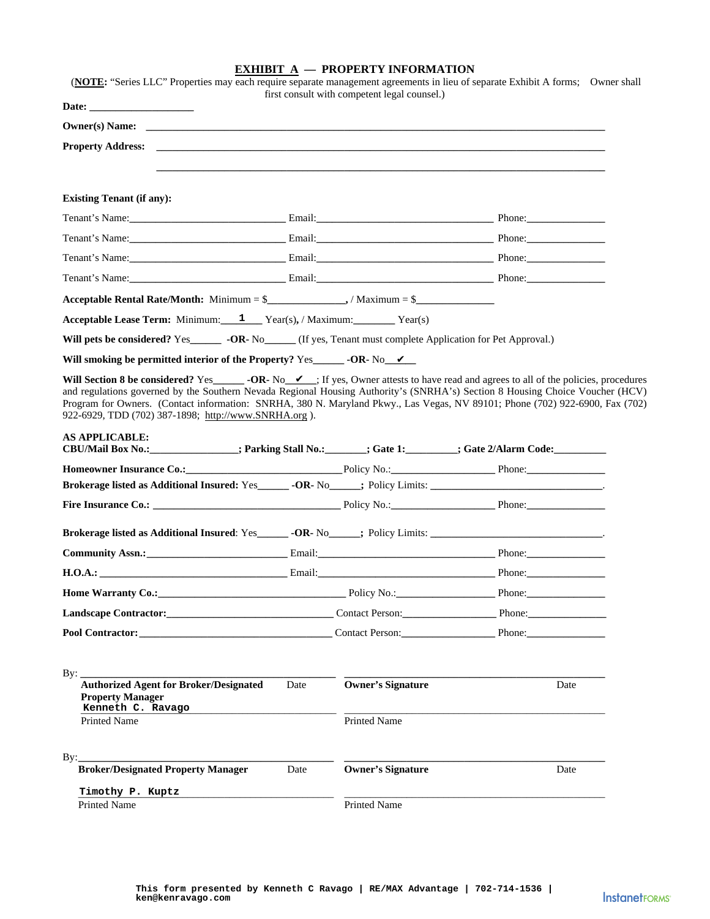## EXHIBIT A — PROPERTY INFORMATION

(**NOTE:** "Series LLC" Properties may each require separate management agreements in lieu of separate Exhibit A forms; Owner shall first consult with competent legal counsel.)

**Date:** ___________________

**Owner(s) Name:** ___________________________________________________________________________

**Property Address:** ___________________________________________________________________________

___________________________________________________________________________

**Existing Tenant (if any):**

Tenant's Name:_____________________________ Email:_________________________________ Phone:______________

Tenant's Name:_____________________________ Email:_________________________________ Phone:______________

Tenant's Name:_____________________________ Email:_________________________________ Phone:______________

Tenant's Name:_____________________________ Email:_________________________________ Phone:______________

**Acceptable Rental Rate/Month:** Minimum = $______________, / Maximum = $______________

**Acceptable Lease Term:** Minimum: 1 Year(s), / Maximum:________ Year(s)

**Will pets be considered?** Yes______ **-OR-** No______ (If yes, Tenant must complete Application for Pet Approval.)

**Will smoking be permitted interior of the Property?** Yes______ **-OR-** No ✔

**Will Section 8 be considered?** Yes______ **-OR-** No ✔; If yes, Owner attests to have read and agrees to all of the policies, procedures and regulations governed by the Southern Nevada Regional Housing Authority's (SNRHA's) Section 8 Housing Choice Voucher (HCV) Program for Owners. (Contact information: SNRHA, 380 N. Maryland Pkwy., Las Vegas, NV 89101; Phone (702) 922-6900, Fax (702) 922-6929, TDD (702) 387-1898; http://www.SNRHA.org ).

**AS APPLICABLE:**
**CBU/Mail Box No.:________________; Parking Stall No.:_______; Gate 1:_________; Gate 2/Alarm Code:__________**

**Homeowner Insurance Co.:**____________________________ Policy No.:__________________ Phone:______________

**Brokerage listed as Additional Insured:** Yes______ **-OR-** No______; Policy Limits: ________________________________.

**Fire Insurance Co.:** ____________________________________ Policy No.:__________________ Phone:______________

**Brokerage listed as Additional Insured:** Yes______ **-OR-** No______; Policy Limits: ________________________________.

**Community Assn.:**_________________________ Email:_________________________________ Phone:______________

**H.O.A.:** ___________________________________ Email:_________________________________ Phone:______________

**Home Warranty Co.:**___________________________________ Policy No.:__________________ Phone:______________

**Landscape Contractor:**______________________________ Contact Person:_________________ Phone:______________

**Pool Contractor:**____________________________________ Contact Person:_________________ Phone:______________

By: ____________________________________________ ____________________________________________
**Authorized Agent for Broker/Designated Property Manager** Date | **Owner's Signature** Date

Kenneth C. Ravago
Printed Name | Printed Name

By: ____________________________________________ ____________________________________________
**Broker/Designated Property Manager** Date | **Owner's Signature** Date

Timothy P. Kuptz
Printed Name | Printed Name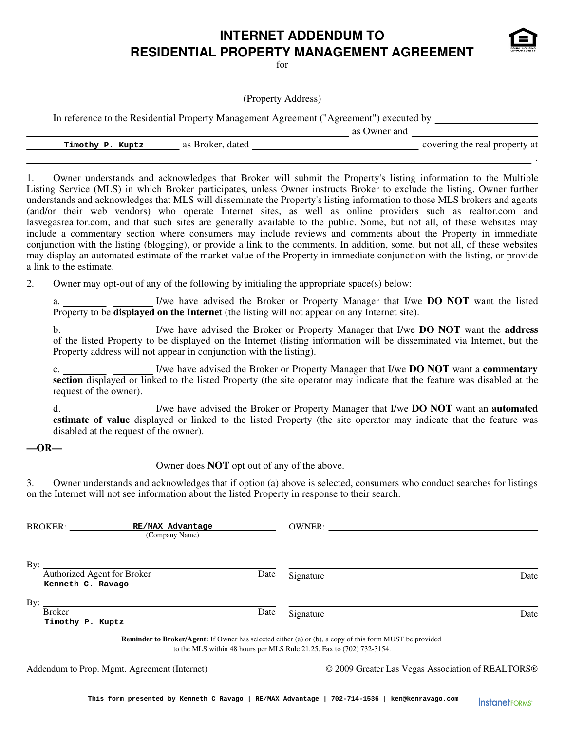# INTERNET ADDENDUM TO RESIDENTIAL PROPERTY MANAGEMENT AGREEMENT

for

______________________________________________
(Property Address)

In reference to the Residential Property Management Agreement ("Agreement") executed by ____________________ ______________________________________________ as Owner and ____________________ Timothy P. Kuptz as Broker, dated ______________________ covering the real property at ______________________________________________.

1. Owner understands and acknowledges that Broker will submit the Property's listing information to the Multiple Listing Service (MLS) in which Broker participates, unless Owner instructs Broker to exclude the listing. Owner further understands and acknowledges that MLS will disseminate the Property's listing information to those MLS brokers and agents (and/or their web vendors) who operate Internet sites, as well as online providers such as realtor.com and lasvegasrealtor.com, and that such sites are generally available to the public. Some, but not all, of these websites may include a commentary section where consumers may include reviews and comments about the Property in immediate conjunction with the listing (blogging), or provide a link to the comments. In addition, some, but not all, of these websites may display an automated estimate of the market value of the Property in immediate conjunction with the listing, or provide a link to the estimate.

2. Owner may opt-out of any of the following by initialing the appropriate space(s) below:

   a. ________ ________ I/we have advised the Broker or Property Manager that I/we **DO NOT** want the listed Property to be **displayed on the Internet** (the listing will not appear on any Internet site).

   b. ________ ________ I/we have advised the Broker or Property Manager that I/we **DO NOT** want the **address** of the listed Property to be displayed on the Internet (listing information will be disseminated via Internet, but the Property address will not appear in conjunction with the listing).

   c. ________ ________ I/we have advised the Broker or Property Manager that I/we **DO NOT** want a **commentary section** displayed or linked to the listed Property (the site operator may indicate that the feature was disabled at the request of the owner).

   d. ________ ________ I/we have advised the Broker or Property Manager that I/we **DO NOT** want an **automated estimate of value** displayed or linked to the listed Property (the site operator may indicate that the feature was disabled at the request of the owner).

**—OR—**

________ ________ Owner does **NOT** opt out of any of the above.

3. Owner understands and acknowledges that if option (a) above is selected, consumers who conduct searches for listings on the Internet will not see information about the listed Property in response to their search.

BROKER: RE/MAX Advantage (Company Name)

OWNER: ______________________________

By: ______________________________
Authorized Agent for Broker — Date
Kenneth C. Ravago

______________________________
Signature — Date

By: ______________________________
Broker — Date
Timothy P. Kuptz

______________________________
Signature — Date

**Reminder to Broker/Agent:** If Owner has selected either (a) or (b), a copy of this form MUST be provided to the MLS within 48 hours per MLS Rule 21.25. Fax to (702) 732-3154.

Addendum to Prop. Mgmt. Agreement (Internet) — © 2009 Greater Las Vegas Association of REALTORS®

This form presented by Kenneth C Ravago | RE/MAX Advantage | 702-714-1536 | ken@kenravago.com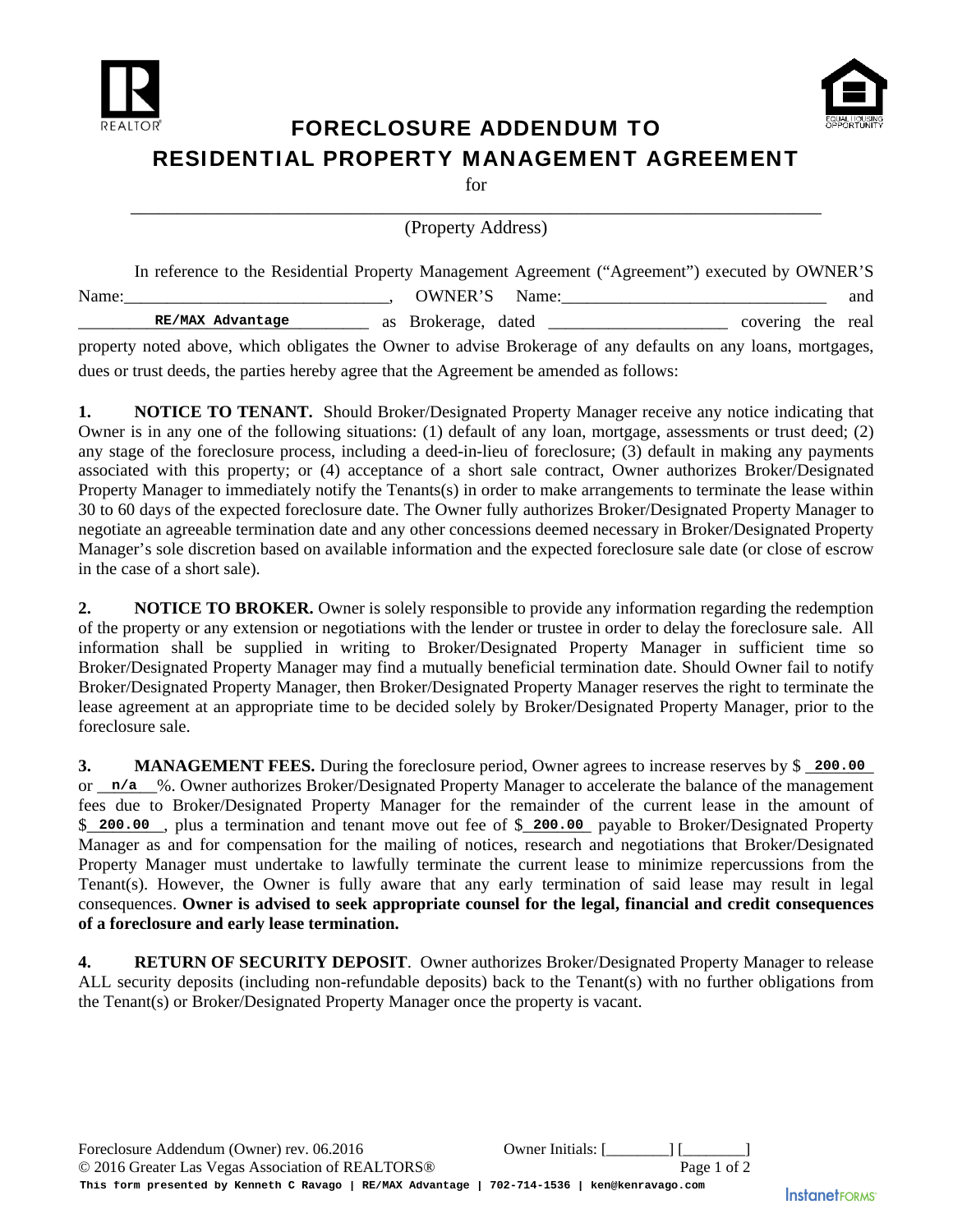# FORECLOSURE ADDENDUM TO
# RESIDENTIAL PROPERTY MANAGEMENT AGREEMENT

for

_______________________________________________

(Property Address)

In reference to the Residential Property Management Agreement ("Agreement") executed by OWNER'S Name:_____________________________, OWNER'S Name:______________________________ and ____RE/MAX Advantage____ as Brokerage, dated ____________________ covering the real property noted above, which obligates the Owner to advise Brokerage of any defaults on any loans, mortgages, dues or trust deeds, the parties hereby agree that the Agreement be amended as follows:

**1. NOTICE TO TENANT.** Should Broker/Designated Property Manager receive any notice indicating that Owner is in any one of the following situations: (1) default of any loan, mortgage, assessments or trust deed; (2) any stage of the foreclosure process, including a deed-in-lieu of foreclosure; (3) default in making any payments associated with this property; or (4) acceptance of a short sale contract, Owner authorizes Broker/Designated Property Manager to immediately notify the Tenants(s) in order to make arrangements to terminate the lease within 30 to 60 days of the expected foreclosure date. The Owner fully authorizes Broker/Designated Property Manager to negotiate an agreeable termination date and any other concessions deemed necessary in Broker/Designated Property Manager's sole discretion based on available information and the expected foreclosure sale date (or close of escrow in the case of a short sale).

**2. NOTICE TO BROKER.** Owner is solely responsible to provide any information regarding the redemption of the property or any extension or negotiations with the lender or trustee in order to delay the foreclosure sale. All information shall be supplied in writing to Broker/Designated Property Manager in sufficient time so Broker/Designated Property Manager may find a mutually beneficial termination date. Should Owner fail to notify Broker/Designated Property Manager, then Broker/Designated Property Manager reserves the right to terminate the lease agreement at an appropriate time to be decided solely by Broker/Designated Property Manager, prior to the foreclosure sale.

**3. MANAGEMENT FEES.** During the foreclosure period, Owner agrees to increase reserves by $ __200.00__ or __n/a__%. Owner authorizes Broker/Designated Property Manager to accelerate the balance of the management fees due to Broker/Designated Property Manager for the remainder of the current lease in the amount of $__200.00__, plus a termination and tenant move out fee of $__200.00__ payable to Broker/Designated Property Manager as and for compensation for the mailing of notices, research and negotiations that Broker/Designated Property Manager must undertake to lawfully terminate the current lease to minimize repercussions from the Tenant(s). However, the Owner is fully aware that any early termination of said lease may result in legal consequences. **Owner is advised to seek appropriate counsel for the legal, financial and credit consequences of a foreclosure and early lease termination.**

**4. RETURN OF SECURITY DEPOSIT**. Owner authorizes Broker/Designated Property Manager to release ALL security deposits (including non-refundable deposits) back to the Tenant(s) with no further obligations from the Tenant(s) or Broker/Designated Property Manager once the property is vacant.

Foreclosure Addendum (Owner) rev. 06.2016
© 2016 Greater Las Vegas Association of REALTORS®
Owner Initials: [________] [________]

This form presented by Kenneth C Ravago | RE/MAX Advantage | 702-714-1536 | ken@kenravago.com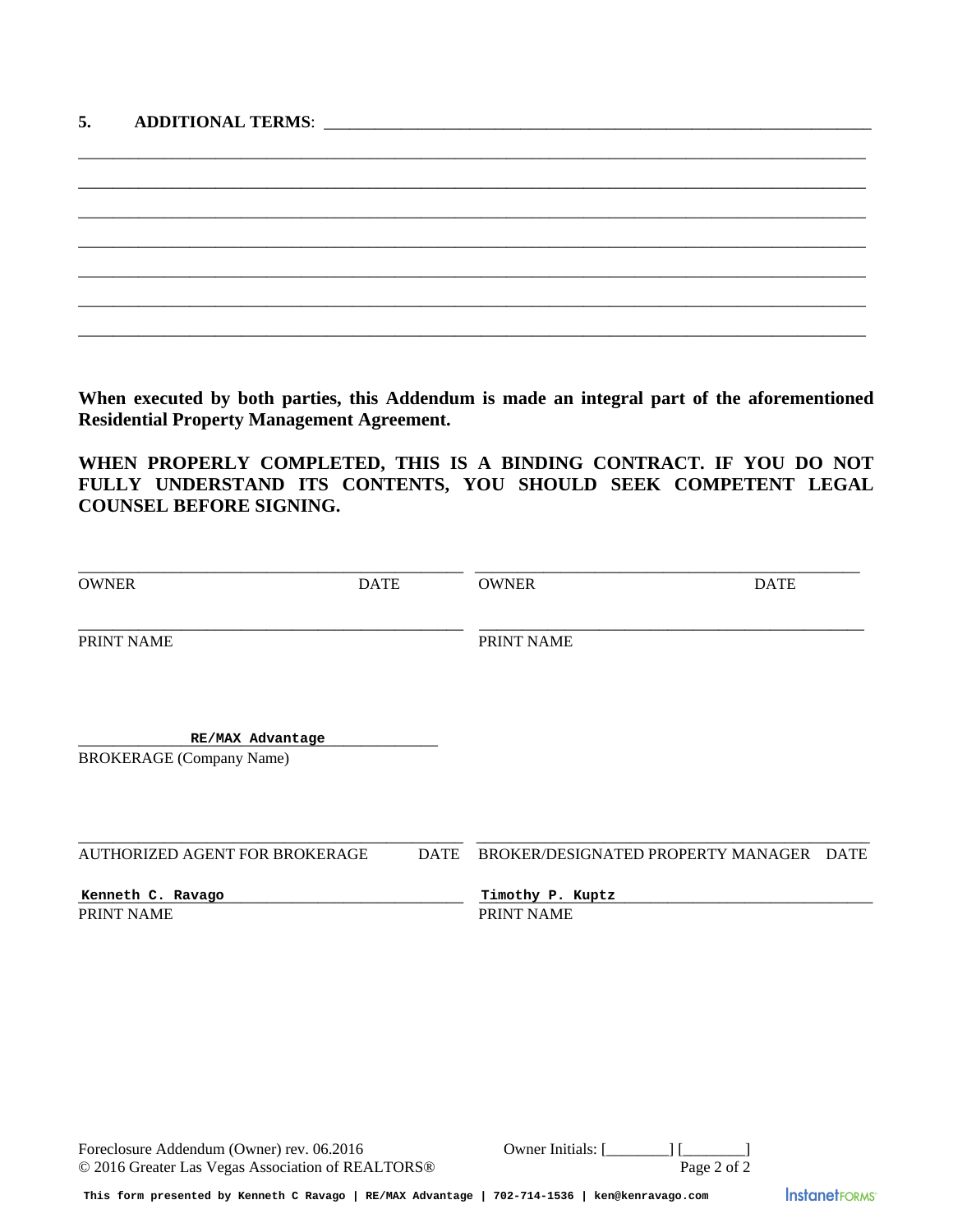**5. ADDITIONAL TERMS**: ____________________________________________________________

________________________________________________________________________________

________________________________________________________________________________

________________________________________________________________________________

________________________________________________________________________________

________________________________________________________________________________

________________________________________________________________________________

________________________________________________________________________________

**When executed by both parties, this Addendum is made an integral part of the aforementioned Residential Property Management Agreement.**

**WHEN PROPERLY COMPLETED, THIS IS A BINDING CONTRACT. IF YOU DO NOT FULLY UNDERSTAND ITS CONTENTS, YOU SHOULD SEEK COMPETENT LEGAL COUNSEL BEFORE SIGNING.**

| | | | |
|---|---|---|---|
| ______________________________ | | ______________________________ | |
| OWNER | DATE | OWNER | DATE |
| ______________________________ | | ______________________________ | |
| PRINT NAME | | PRINT NAME | |

RE/MAX Advantage
BROKERAGE (Company Name)

| | | | |
|---|---|---|---|
| ______________________________ | | ______________________________ | |
| AUTHORIZED AGENT FOR BROKERAGE | DATE | BROKER/DESIGNATED PROPERTY MANAGER | DATE |
| Kenneth C. Ravago | | Timothy P. Kuptz | |
| PRINT NAME | | PRINT NAME | |

Foreclosure Addendum (Owner) rev. 06.2016
© 2016 Greater Las Vegas Association of REALTORS®

Owner Initials: [________] [________]

This form presented by Kenneth C Ravago | RE/MAX Advantage | 702-714-1536 | ken@kenravago.com